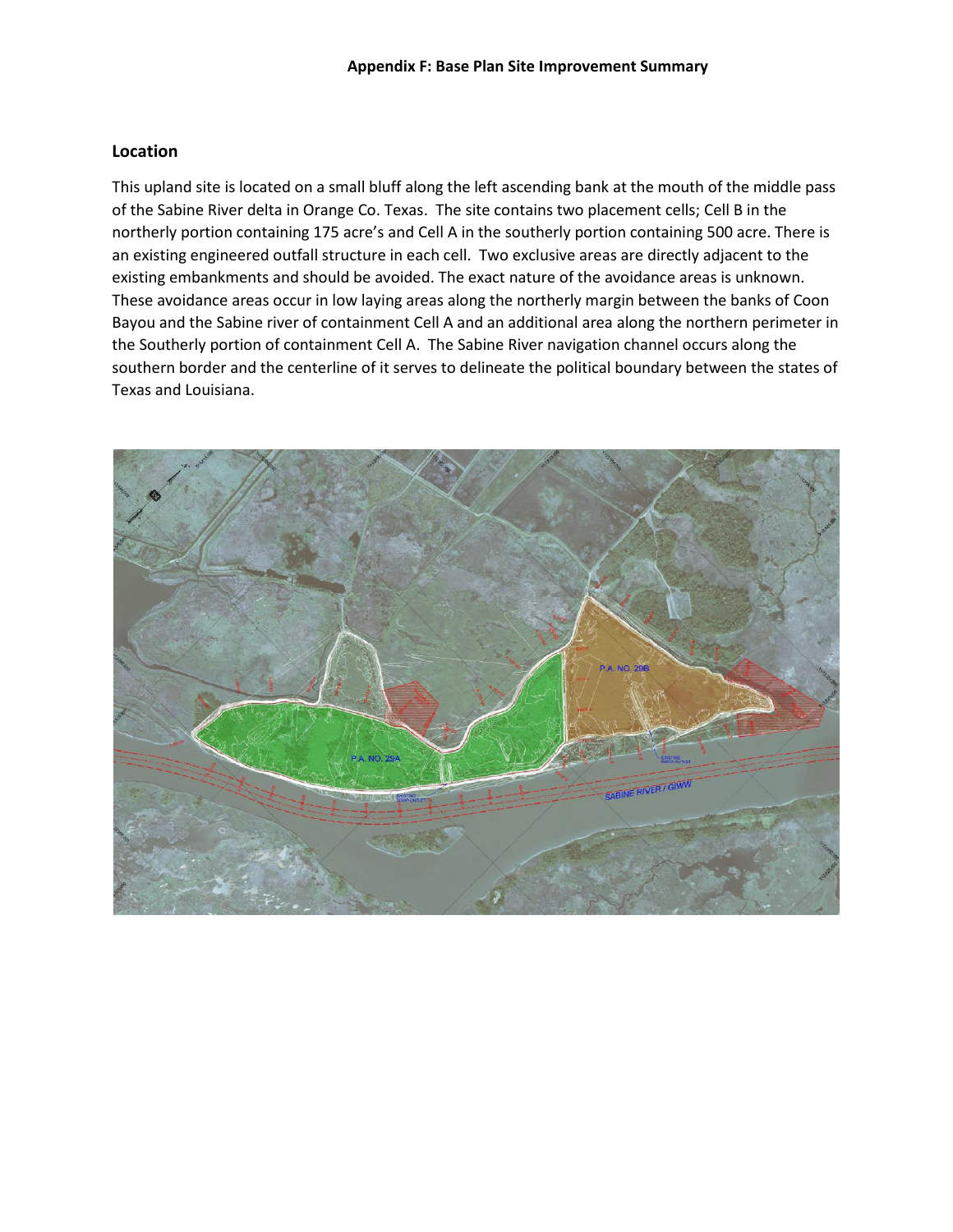**Appendix F: Base Plan Site Improvement Summary**

## Location

This upland site is located on a small bluff along the left ascending bank at the mouth of the middle pass of the Sabine River delta in Orange Co. Texas. The site contains two placement cells; Cell B in the northerly portion containing 175 acre's and Cell A in the southerly portion containing 500 acre. There is an existing engineered outfall structure in each cell. Two exclusive areas are directly adjacent to the existing embankments and should be avoided. The exact nature of the avoidance areas is unknown. These avoidance areas occur in low laying areas along the northerly margin between the banks of Coon Bayou and the Sabine river of containment Cell A and an additional area along the northern perimeter in the Southerly portion of containment Cell A. The Sabine River navigation channel occurs along the southern border and the centerline of it serves to delineate the political boundary between the states of Texas and Louisiana.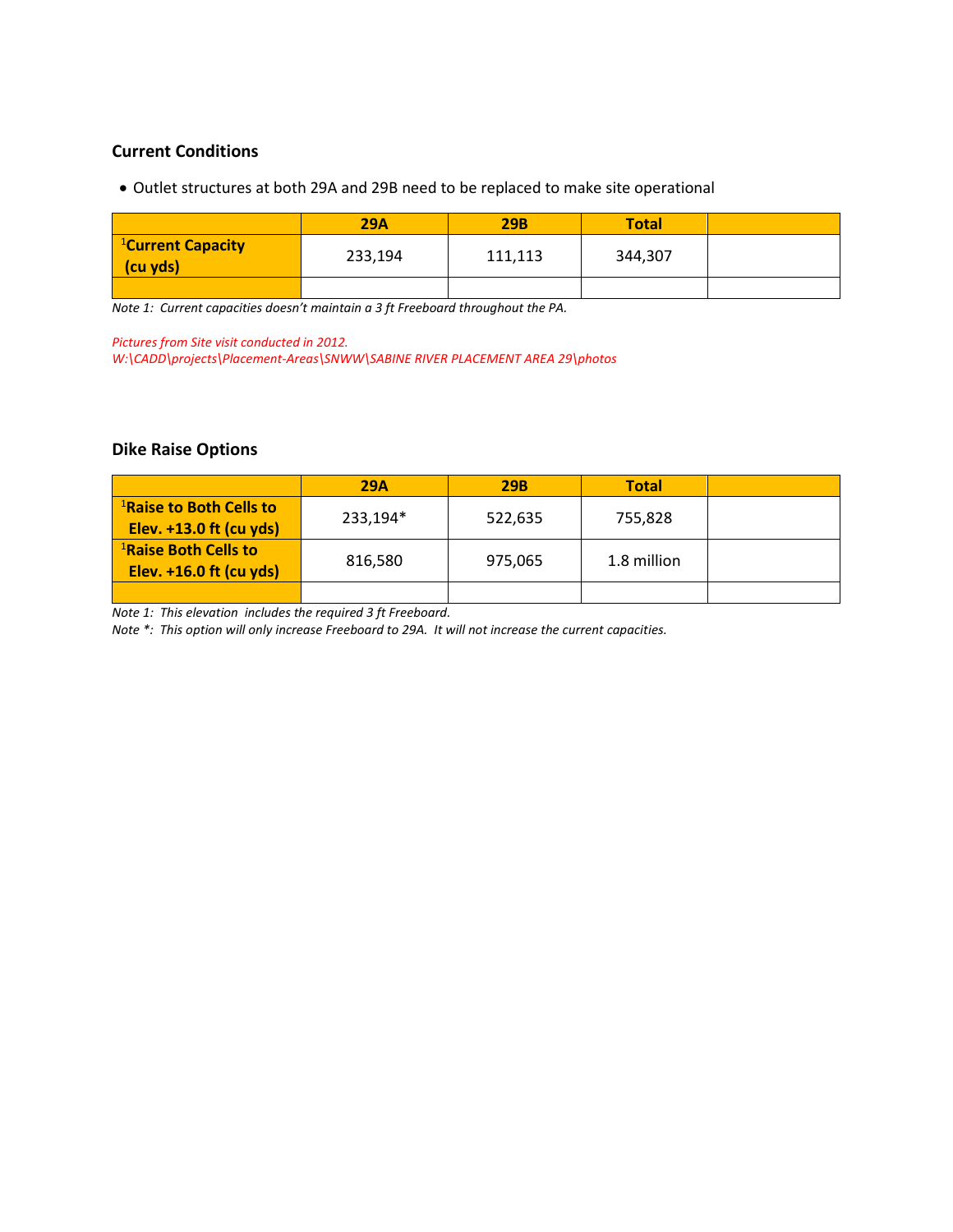**Current Conditions**

- Outlet structures at both 29A and 29B need to be replaced to make site operational

| | 29A | 29B | Total | |
|---|---|---|---|---|
| [1]Current Capacity (cu yds) | 233,194 | 111,113 | 344,307 | |
| | | | | |

*Note 1: Current capacities doesn't maintain a 3 ft Freeboard throughout the PA.*

*Pictures from Site visit conducted in 2012.*
*W:\CADD\projects\Placement-Areas\SNWW\SABINE RIVER PLACEMENT AREA 29\photos*

**Dike Raise Options**

| | 29A | 29B | Total | |
|---|---|---|---|---|
| [1]Raise to Both Cells to Elev. +13.0 ft (cu yds) | 233,194* | 522,635 | 755,828 | |
| [1]Raise Both Cells to Elev. +16.0 ft (cu yds) | 816,580 | 975,065 | 1.8 million | |
| | | | | |

*Note 1: This elevation includes the required 3 ft Freeboard.*
*Note *: This option will only increase Freeboard to 29A. It will not increase the current capacities.*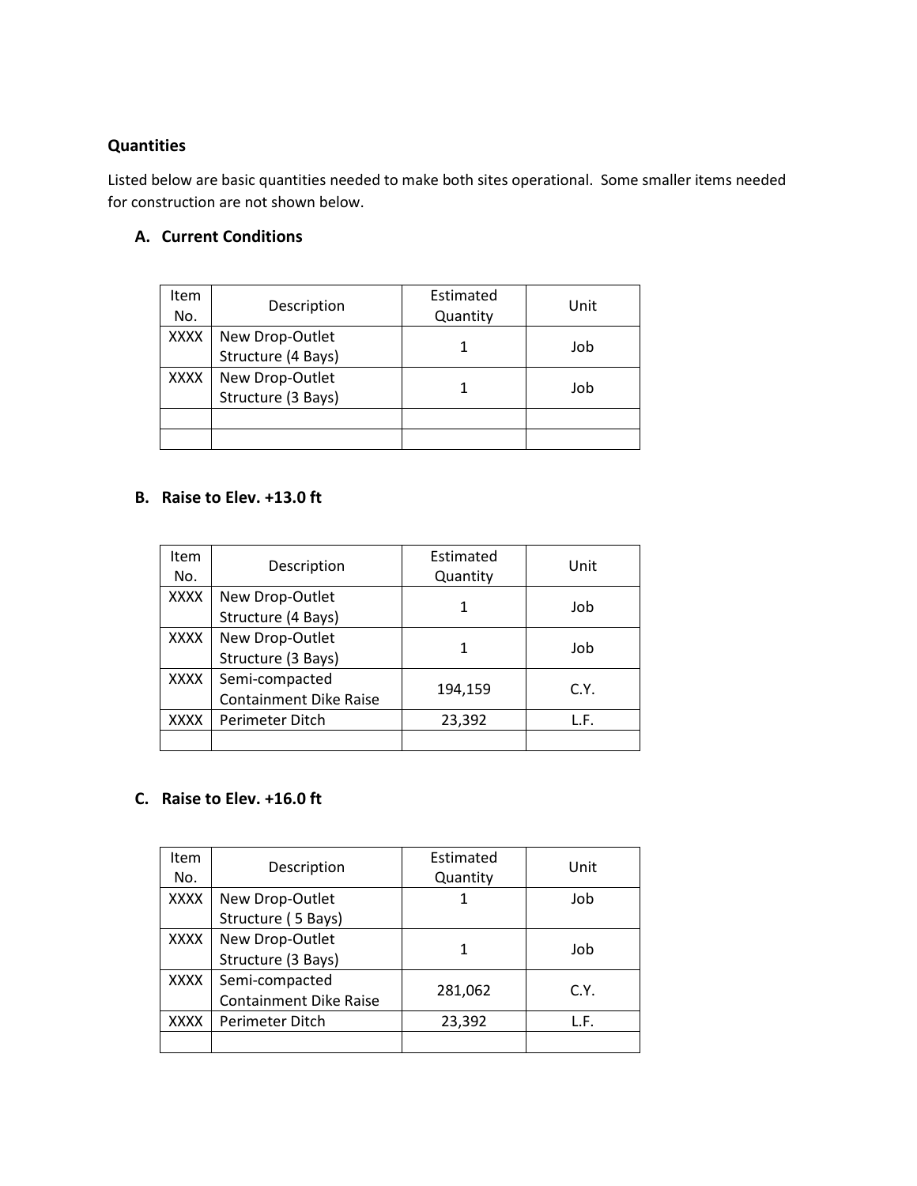## Quantities

Listed below are basic quantities needed to make both sites operational. Some smaller items needed for construction are not shown below.

### A. Current Conditions

| Item No. | Description | Estimated Quantity | Unit |
|---|---|---|---|
| XXXX | New Drop-Outlet Structure (4 Bays) | 1 | Job |
| XXXX | New Drop-Outlet Structure (3 Bays) | 1 | Job |
| | | | |
| | | | |

### B. Raise to Elev. +13.0 ft

| Item No. | Description | Estimated Quantity | Unit |
|---|---|---|---|
| XXXX | New Drop-Outlet Structure (4 Bays) | 1 | Job |
| XXXX | New Drop-Outlet Structure (3 Bays) | 1 | Job |
| XXXX | Semi-compacted Containment Dike Raise | 194,159 | C.Y. |
| XXXX | Perimeter Ditch | 23,392 | L.F. |
| | | | |

### C. Raise to Elev. +16.0 ft

| Item No. | Description | Estimated Quantity | Unit |
|---|---|---|---|
| XXXX | New Drop-Outlet Structure ( 5 Bays) | 1 | Job |
| XXXX | New Drop-Outlet Structure (3 Bays) | 1 | Job |
| XXXX | Semi-compacted Containment Dike Raise | 281,062 | C.Y. |
| XXXX | Perimeter Ditch | 23,392 | L.F. |
| | | | |